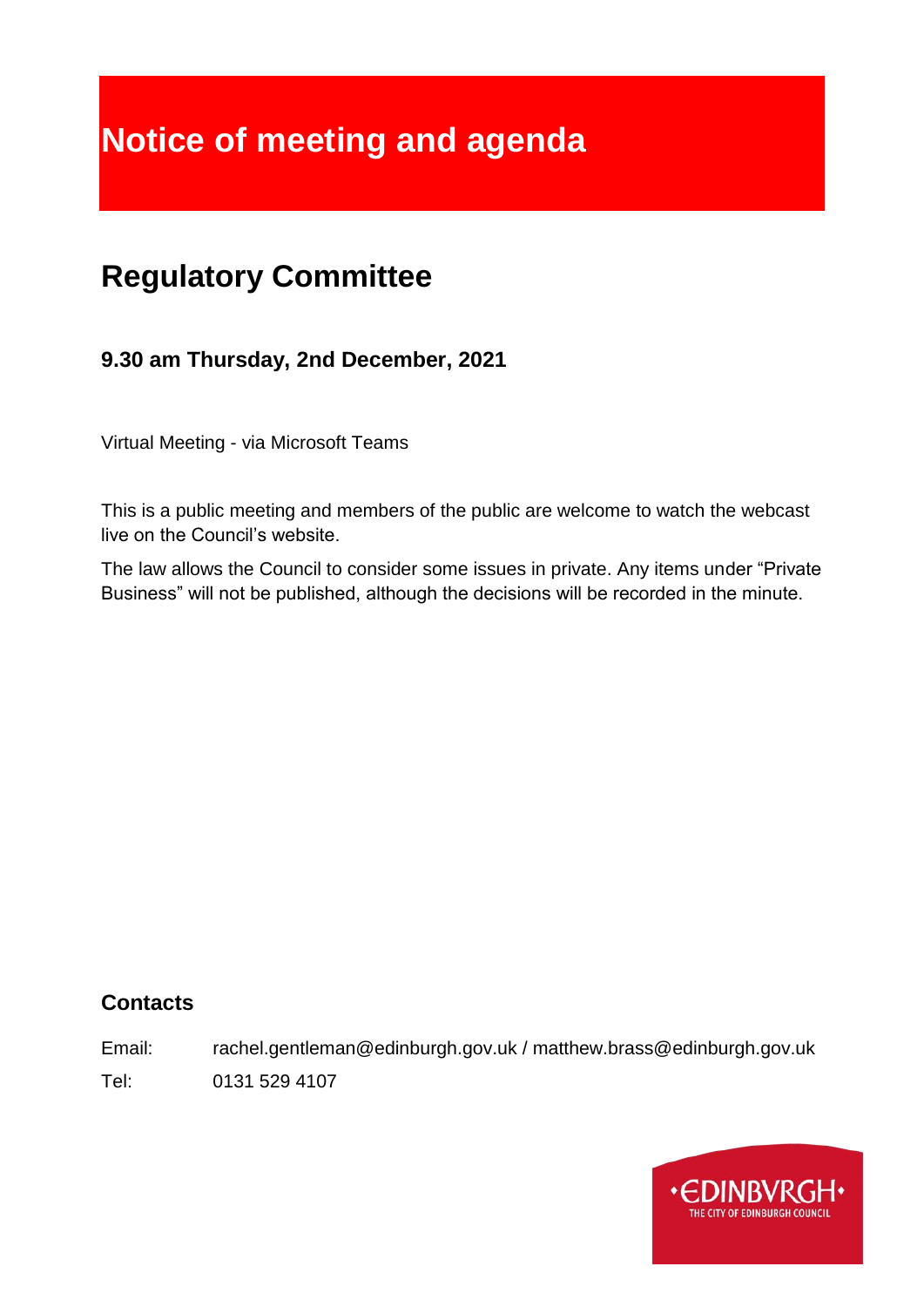# Notice of meeting and agenda

## Regulatory Committee

### 9.30 am Thursday, 2nd December, 2021

Virtual Meeting - via Microsoft Teams

This is a public meeting and members of the public are welcome to watch the webcast live on the Council's website.

The law allows the Council to consider some issues in private. Any items under "Private Business" will not be published, although the decisions will be recorded in the minute.

### Contacts

Email: rachel.gentleman@edinburgh.gov.uk / matthew.brass@edinburgh.gov.uk

Tel: 0131 529 4107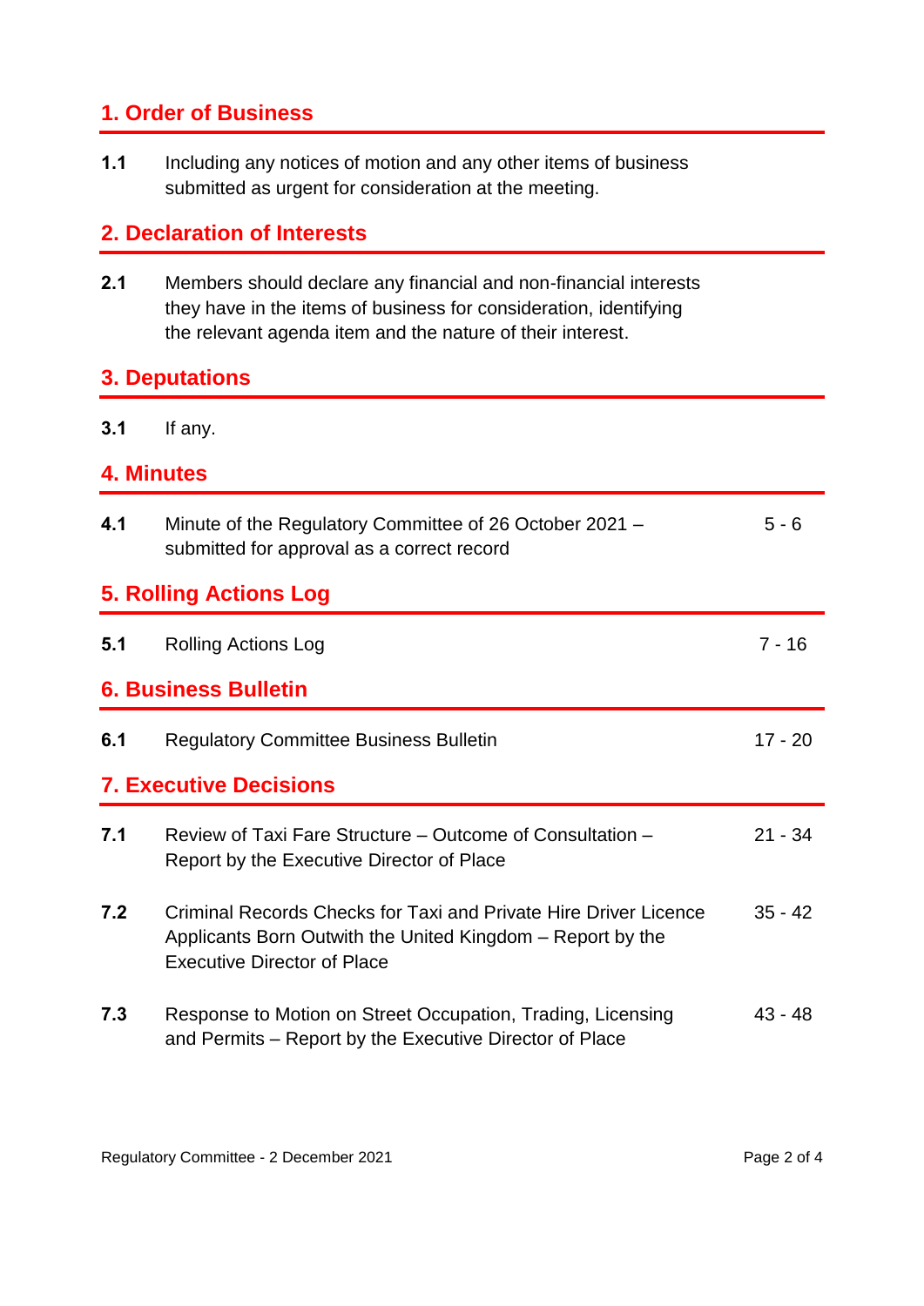## 1. Order of Business

**1.1** Including any notices of motion and any other items of business submitted as urgent for consideration at the meeting.

## 2. Declaration of Interests

**2.1** Members should declare any financial and non-financial interests they have in the items of business for consideration, identifying the relevant agenda item and the nature of their interest.

## 3. Deputations

**3.1** If any.

## 4. Minutes

**4.1** Minute of the Regulatory Committee of 26 October 2021 – submitted for approval as a correct record — 5 - 6

## 5. Rolling Actions Log

**5.1** Rolling Actions Log — 7 - 16

## 6. Business Bulletin

**6.1** Regulatory Committee Business Bulletin — 17 - 20

## 7. Executive Decisions

**7.1** Review of Taxi Fare Structure – Outcome of Consultation – Report by the Executive Director of Place — 21 - 34

**7.2** Criminal Records Checks for Taxi and Private Hire Driver Licence Applicants Born Outwith the United Kingdom – Report by the Executive Director of Place — 35 - 42

**7.3** Response to Motion on Street Occupation, Trading, Licensing and Permits – Report by the Executive Director of Place — 43 - 48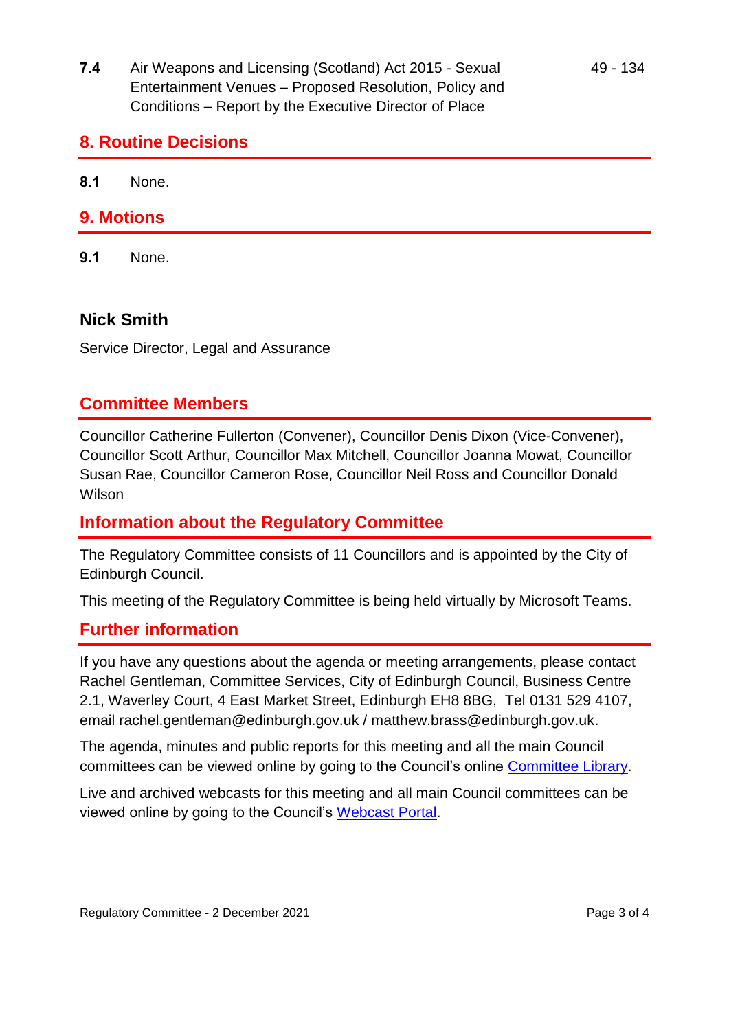**7.4** Air Weapons and Licensing (Scotland) Act 2015 - Sexual Entertainment Venues – Proposed Resolution, Policy and Conditions – Report by the Executive Director of Place 49 - 134

## 8. Routine Decisions

**8.1** None.

## 9. Motions

**9.1** None.

**Nick Smith**

Service Director, Legal and Assurance

## Committee Members

Councillor Catherine Fullerton (Convener), Councillor Denis Dixon (Vice-Convener), Councillor Scott Arthur, Councillor Max Mitchell, Councillor Joanna Mowat, Councillor Susan Rae, Councillor Cameron Rose, Councillor Neil Ross and Councillor Donald Wilson

## Information about the Regulatory Committee

The Regulatory Committee consists of 11 Councillors and is appointed by the City of Edinburgh Council.

This meeting of the Regulatory Committee is being held virtually by Microsoft Teams.

## Further information

If you have any questions about the agenda or meeting arrangements, please contact Rachel Gentleman, Committee Services, City of Edinburgh Council, Business Centre 2.1, Waverley Court, 4 East Market Street, Edinburgh EH8 8BG, Tel 0131 529 4107, email rachel.gentleman@edinburgh.gov.uk / matthew.brass@edinburgh.gov.uk.

The agenda, minutes and public reports for this meeting and all the main Council committees can be viewed online by going to the Council's online Committee Library.

Live and archived webcasts for this meeting and all main Council committees can be viewed online by going to the Council's Webcast Portal.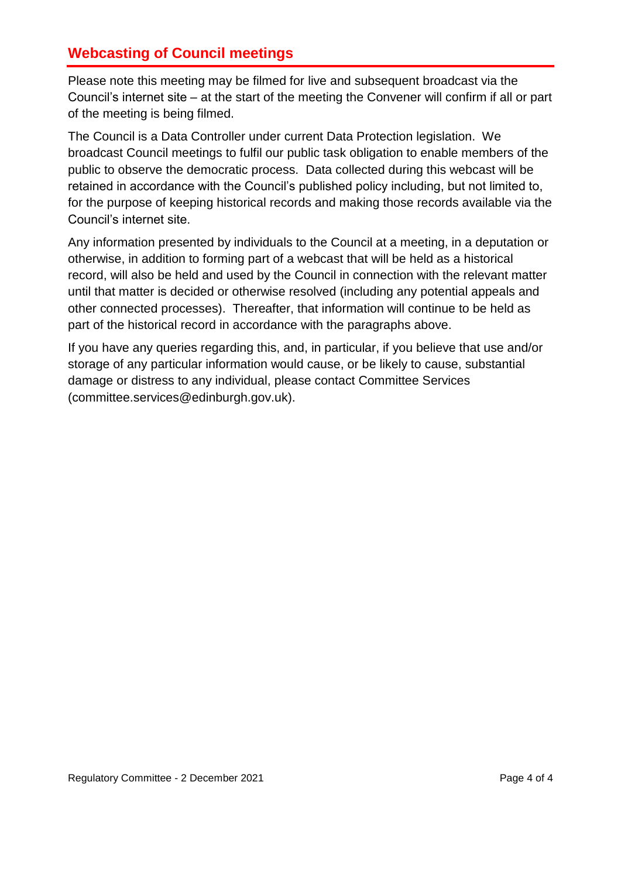## Webcasting of Council meetings

Please note this meeting may be filmed for live and subsequent broadcast via the Council's internet site – at the start of the meeting the Convener will confirm if all or part of the meeting is being filmed.

The Council is a Data Controller under current Data Protection legislation. We broadcast Council meetings to fulfil our public task obligation to enable members of the public to observe the democratic process. Data collected during this webcast will be retained in accordance with the Council's published policy including, but not limited to, for the purpose of keeping historical records and making those records available via the Council's internet site.

Any information presented by individuals to the Council at a meeting, in a deputation or otherwise, in addition to forming part of a webcast that will be held as a historical record, will also be held and used by the Council in connection with the relevant matter until that matter is decided or otherwise resolved (including any potential appeals and other connected processes). Thereafter, that information will continue to be held as part of the historical record in accordance with the paragraphs above.

If you have any queries regarding this, and, in particular, if you believe that use and/or storage of any particular information would cause, or be likely to cause, substantial damage or distress to any individual, please contact Committee Services (committee.services@edinburgh.gov.uk).